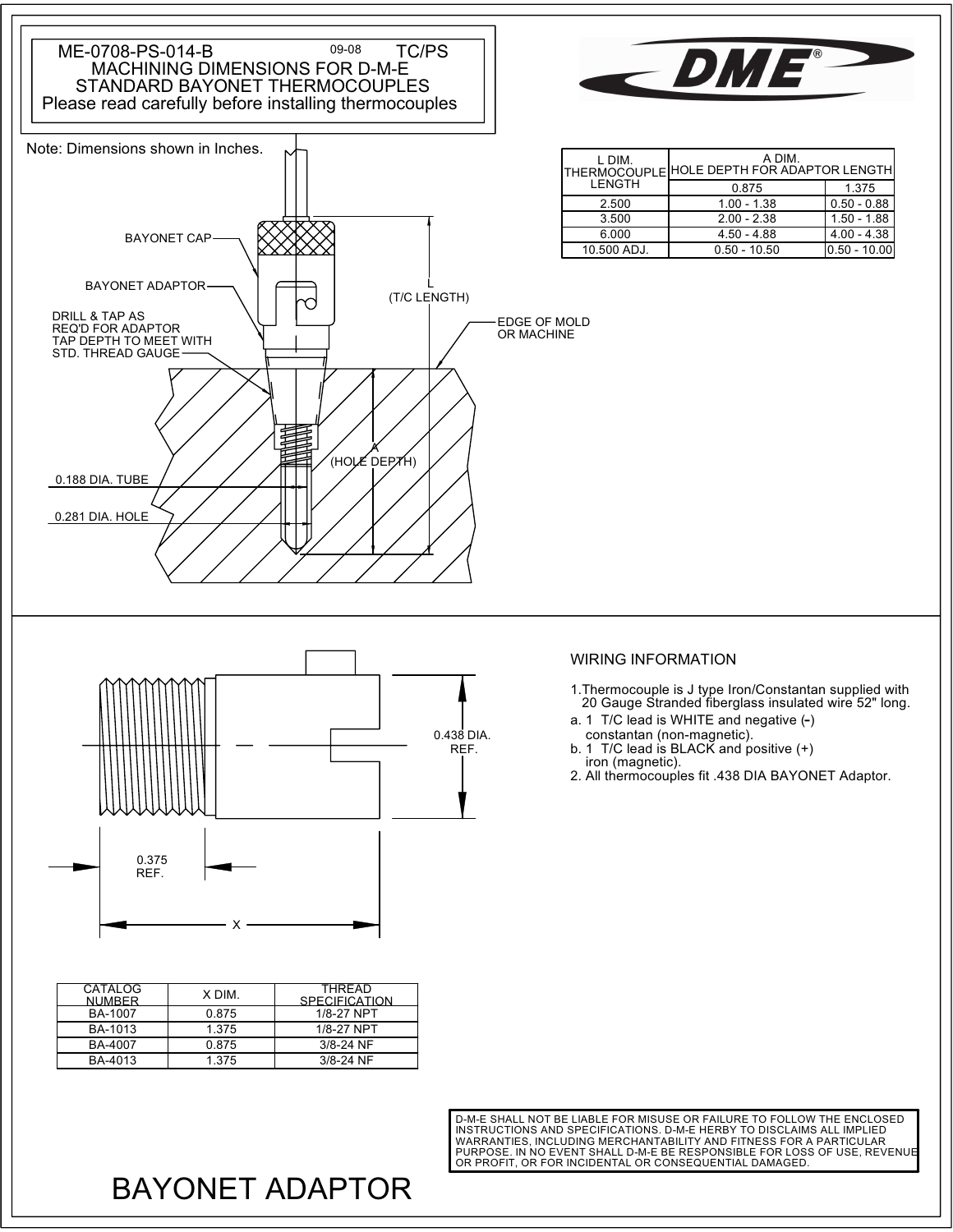# ME-0708-PS-014-B

09-08 TC/PS

## MACHINING DIMENSIONS FOR D-M-E STANDARD BAYONET THERMOCOUPLES

Please read carefully before installing thermocouples

DME®

Note: Dimensions shown in Inches.

BAYONET CAP

BAYONET ADAPTOR

DRILL & TAP AS REQ'D FOR ADAPTOR TAP DEPTH TO MEET WITH STD. THREAD GAUGE

L (T/C LENGTH)

EDGE OF MOLD OR MACHINE

A (HOLE DEPTH)

0.188 DIA. TUBE

0.281 DIA. HOLE

| L DIM. THERMOCOUPLE LENGTH | A DIM. HOLE DEPTH FOR ADAPTOR LENGTH | |
|---|---|---|
| | 0.875 | 1.375 |
| 2.500 | 1.00 - 1.38 | 0.50 - 0.88 |
| 3.500 | 2.00 - 2.38 | 1.50 - 1.88 |
| 6.000 | 4.50 - 4.88 | 4.00 - 4.38 |
| 10.500 ADJ. | 0.50 - 10.50 | 0.50 - 10.00 |

0.438 DIA. REF.

0.375 REF.

X

| CATALOG NUMBER | X DIM. | THREAD SPECIFICATION |
|---|---|---|
| BA-1007 | 0.875 | 1/8-27 NPT |
| BA-1013 | 1.375 | 1/8-27 NPT |
| BA-4007 | 0.875 | 3/8-24 NF |
| BA-4013 | 1.375 | 3/8-24 NF |

## WIRING INFORMATION

1. Thermocouple is J type Iron/Constantan supplied with 20 Gauge Stranded fiberglass insulated wire 52" long.
   a. 1 T/C lead is WHITE and negative (-) constantan (non-magnetic).
   b. 1 T/C lead is BLACK and positive (+) iron (magnetic).
2. All thermocouples fit .438 DIA BAYONET Adaptor.

D-M-E SHALL NOT BE LIABLE FOR MISUSE OR FAILURE TO FOLLOW THE ENCLOSED INSTRUCTIONS AND SPECIFICATIONS. D-M-E HERBY TO DISCLAIMS ALL IMPLIED WARRANTIES, INCLUDING MERCHANTABILITY AND FITNESS FOR A PARTICULAR PURPOSE. IN NO EVENT SHALL D-M-E BE RESPONSIBLE FOR LOSS OF USE, REVENUE OR PROFIT, OR FOR INCIDENTAL OR CONSEQUENTIAL DAMAGED.

# BAYONET ADAPTOR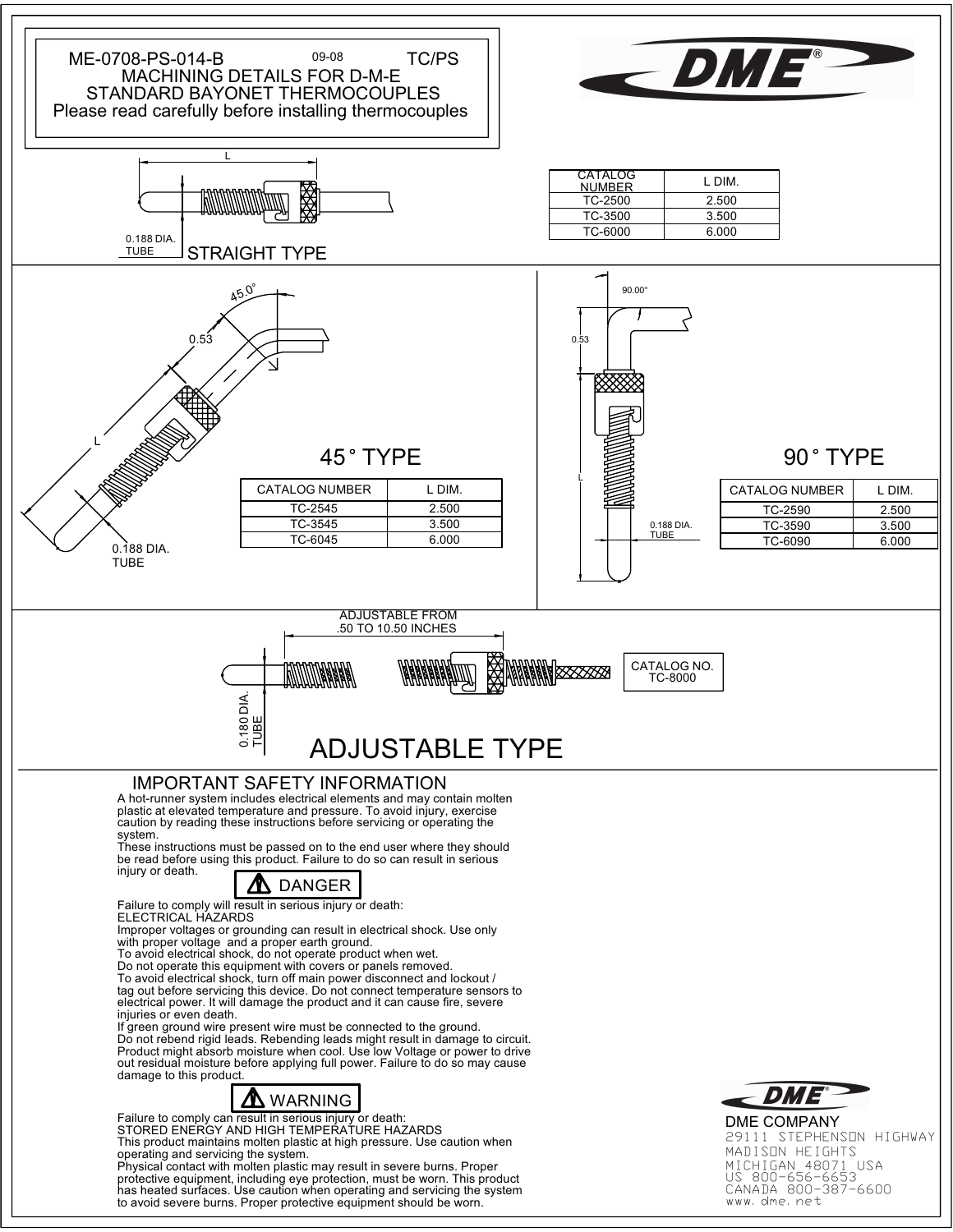ME-0708-PS-014-B 09-08 TC/PS

# MACHINING DETAILS FOR D-M-E STANDARD BAYONET THERMOCOUPLES

Please read carefully before installing thermocouples

L

0.188 DIA. TUBE

## STRAIGHT TYPE

| CATALOG NUMBER | L DIM. |
|---|---|
| TC-2500 | 2.500 |
| TC-3500 | 3.500 |
| TC-6000 | 6.000 |

45.0°

0.53

L

0.188 DIA. TUBE

## 45° TYPE

| CATALOG NUMBER | L DIM. |
|---|---|
| TC-2545 | 2.500 |
| TC-3545 | 3.500 |
| TC-6045 | 6.000 |

90.00°

0.53

L

0.188 DIA. TUBE

## 90° TYPE

| CATALOG NUMBER | L DIM. |
|---|---|
| TC-2590 | 2.500 |
| TC-3590 | 3.500 |
| TC-6090 | 6.000 |

ADJUSTABLE FROM .50 TO 10.50 INCHES

0.180 DIA. TUBE

CATALOG NO. TC-8000

## ADJUSTABLE TYPE

## IMPORTANT SAFETY INFORMATION

A hot-runner system includes electrical elements and may contain molten plastic at elevated temperature and pressure. To avoid injury, exercise caution by reading these instructions before servicing or operating the system.

These instructions must be passed on to the end user where they should be read before using this product. Failure to do so can result in serious injury or death.

**DANGER**

Failure to comply will result in serious injury or death:

ELECTRICAL HAZARDS

Improper voltages or grounding can result in electrical shock. Use only with proper voltage and a proper earth ground.

To avoid electrical shock, do not operate product when wet.

Do not operate this equipment with covers or panels removed.

To avoid electrical shock, turn off main power disconnect and lockout / tag out before servicing this device. Do not connect temperature sensors to electrical power. It will damage the product and it can cause fire, severe injuries or even death.

If green ground wire present wire must be connected to the ground.

Do not rebend rigid leads. Rebending leads might result in damage to circuit. Product might absorb moisture when cool. Use low Voltage or power to drive out residual moisture before applying full power. Failure to do so may cause damage to this product.

**WARNING**

Failure to comply can result in serious injury or death:

STORED ENERGY AND HIGH TEMPERATURE HAZARDS

This product maintains molten plastic at high pressure. Use caution when operating and servicing the system.

Physical contact with molten plastic may result in severe burns. Proper protective equipment, including eye protection, must be worn. This product has heated surfaces. Use caution when operating and servicing the system to avoid severe burns. Proper protective equipment should be worn.

DME COMPANY
29111 STEPHENSON HIGHWAY
MADISON HEIGHTS
MICHIGAN 48071 USA
US 800-656-6653
CANADA 800-387-6600
www.dme.net